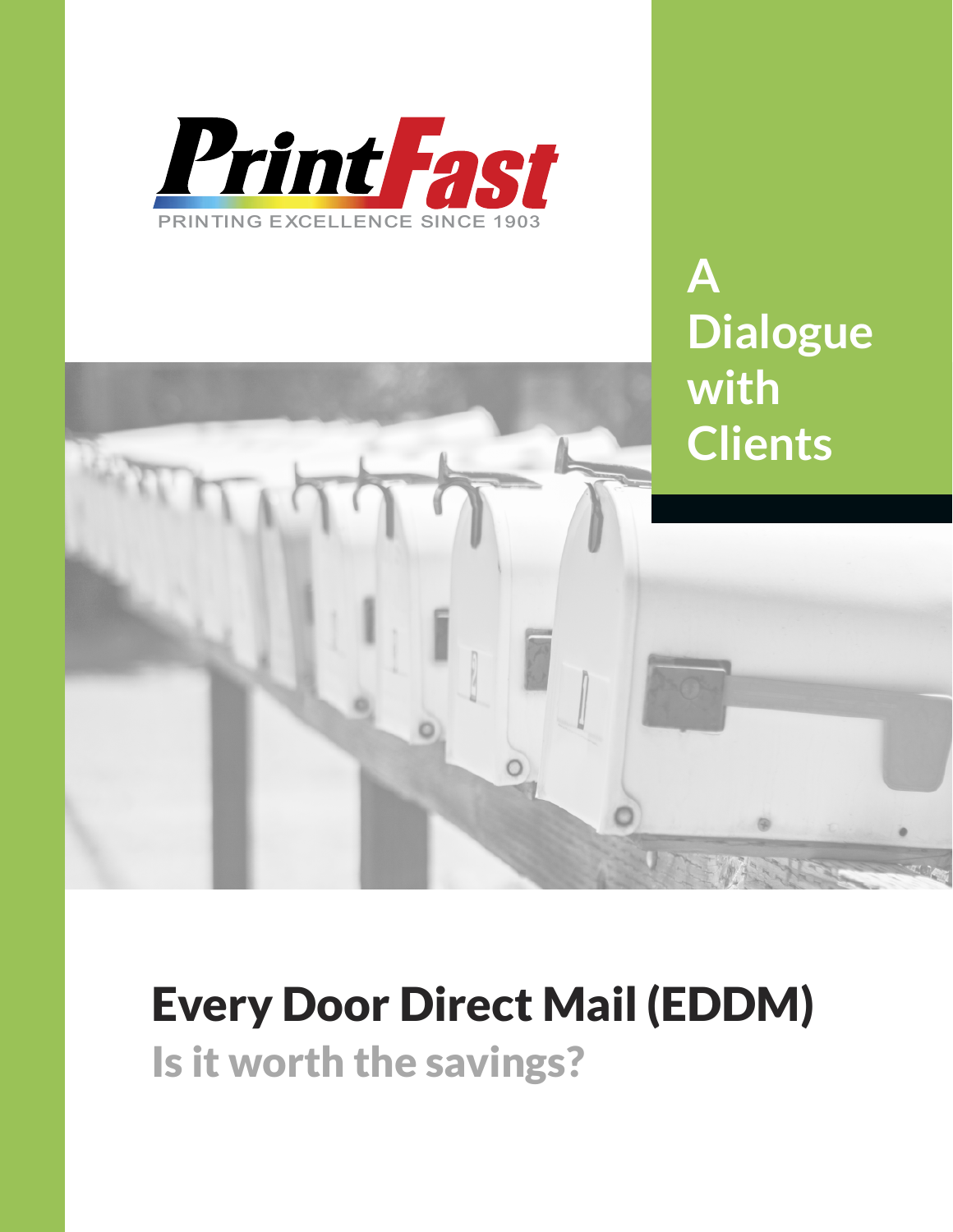PrintFast

PRINTING EXCELLENCE SINCE 1903

## A Dialogue with Clients

# Every Door Direct Mail (EDDM)

## Is it worth the savings?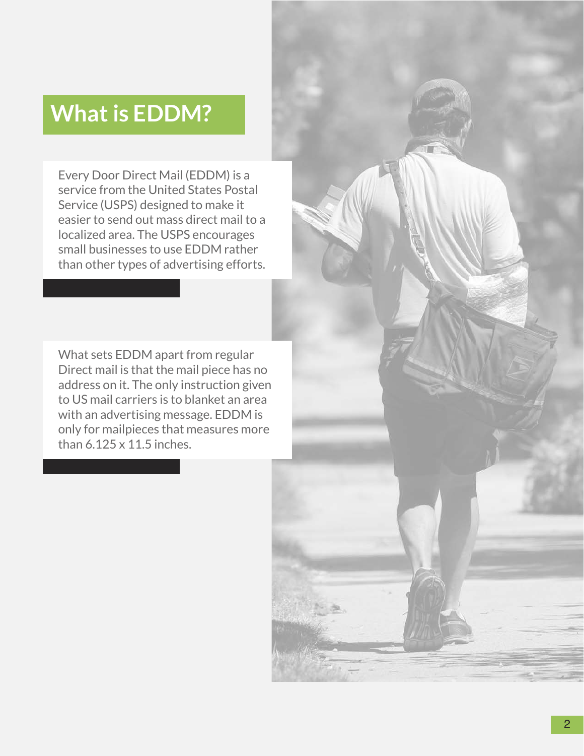# What is EDDM?

Every Door Direct Mail (EDDM) is a service from the United States Postal Service (USPS) designed to make it easier to send out mass direct mail to a localized area. The USPS encourages small businesses to use EDDM rather than other types of advertising efforts.

What sets EDDM apart from regular Direct mail is that the mail piece has no address on it. The only instruction given to US mail carriers is to blanket an area with an advertising message. EDDM is only for mailpieces that measures more than 6.125 x 11.5 inches.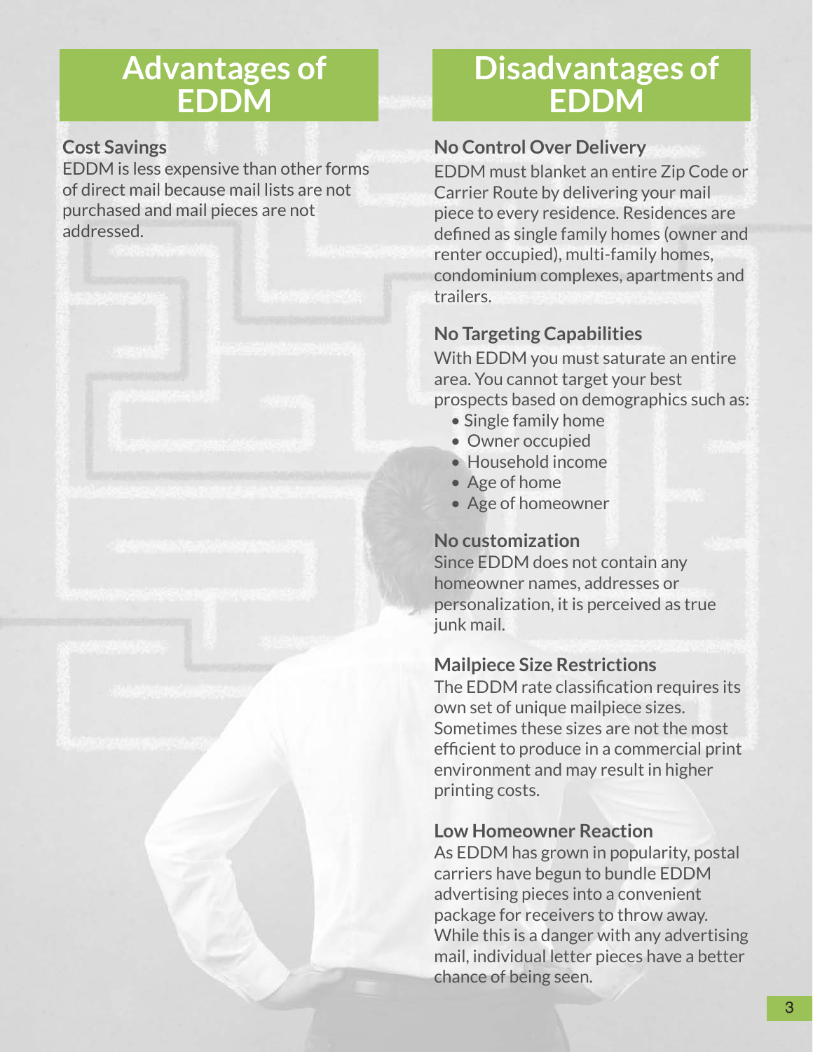## Advantages of EDDM

### Cost Savings

EDDM is less expensive than other forms of direct mail because mail lists are not purchased and mail pieces are not addressed.

## Disadvantages of EDDM

### No Control Over Delivery

EDDM must blanket an entire Zip Code or Carrier Route by delivering your mail piece to every residence. Residences are defined as single family homes (owner and renter occupied), multi-family homes, condominium complexes, apartments and trailers.

### No Targeting Capabilities

With EDDM you must saturate an entire area. You cannot target your best prospects based on demographics such as:

- Single family home
- Owner occupied
- Household income
- Age of home
- Age of homeowner

### No customization

Since EDDM does not contain any homeowner names, addresses or personalization, it is perceived as true junk mail.

### Mailpiece Size Restrictions

The EDDM rate classification requires its own set of unique mailpiece sizes. Sometimes these sizes are not the most efficient to produce in a commercial print environment and may result in higher printing costs.

### Low Homeowner Reaction

As EDDM has grown in popularity, postal carriers have begun to bundle EDDM advertising pieces into a convenient package for receivers to throw away. While this is a danger with any advertising mail, individual letter pieces have a better chance of being seen.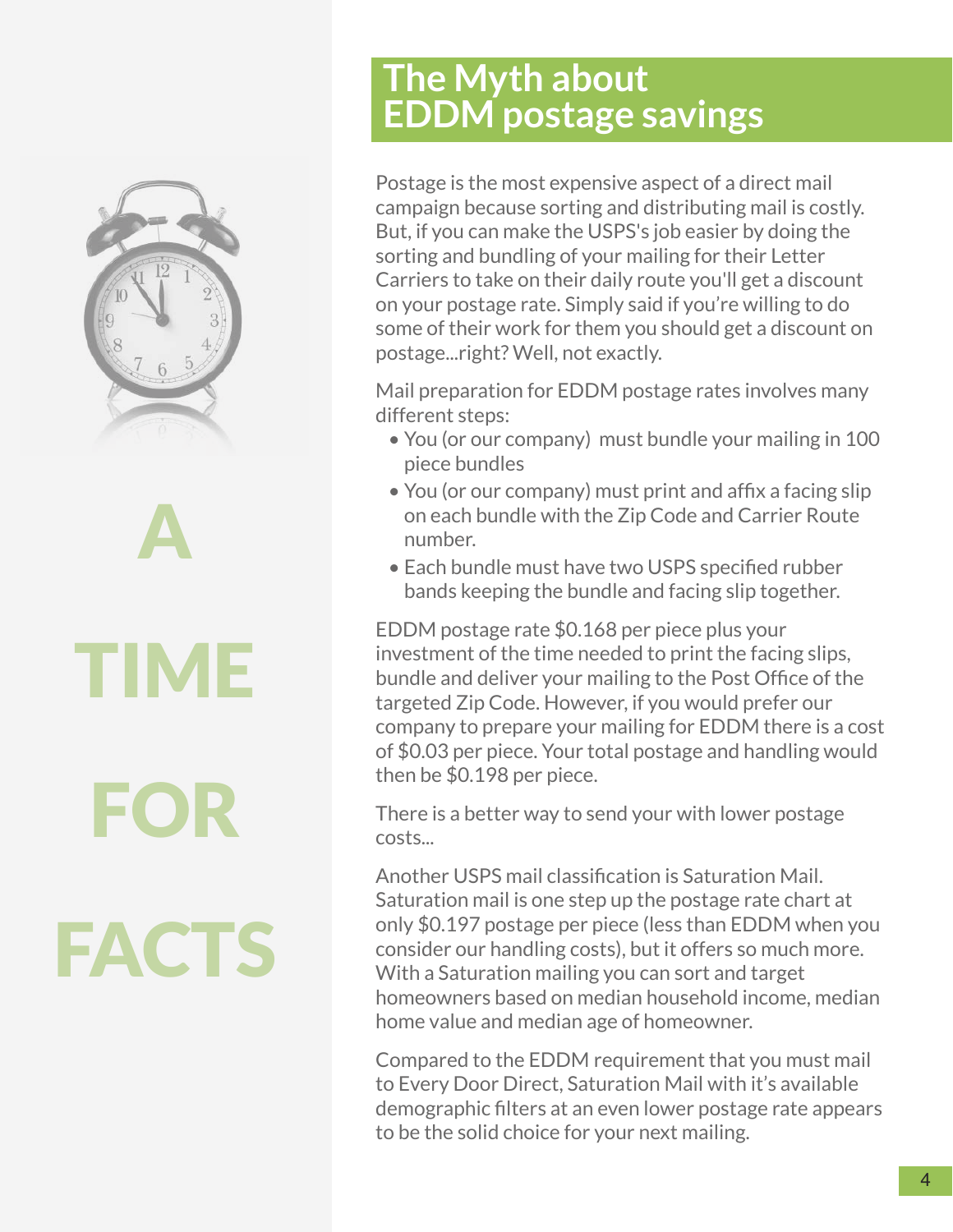A TIME FOR FACTS

## The Myth about EDDM postage savings

Postage is the most expensive aspect of a direct mail campaign because sorting and distributing mail is costly. But, if you can make the USPS's job easier by doing the sorting and bundling of your mailing for their Letter Carriers to take on their daily route you'll get a discount on your postage rate. Simply said if you're willing to do some of their work for them you should get a discount on postage...right? Well, not exactly.

Mail preparation for EDDM postage rates involves many different steps:

- You (or our company) must bundle your mailing in 100 piece bundles
- You (or our company) must print and affix a facing slip on each bundle with the Zip Code and Carrier Route number.
- Each bundle must have two USPS specified rubber bands keeping the bundle and facing slip together.

EDDM postage rate $0.168 per piece plus your investment of the time needed to print the facing slips, bundle and deliver your mailing to the Post Office of the targeted Zip Code. However, if you would prefer our company to prepare your mailing for EDDM there is a cost of $0.03 per piece. Your total postage and handling would then be $0.198 per piece.

There is a better way to send your with lower postage costs...

Another USPS mail classification is Saturation Mail. Saturation mail is one step up the postage rate chart at only $0.197 postage per piece (less than EDDM when you consider our handling costs), but it offers so much more. With a Saturation mailing you can sort and target homeowners based on median household income, median home value and median age of homeowner.

Compared to the EDDM requirement that you must mail to Every Door Direct, Saturation Mail with it's available demographic filters at an even lower postage rate appears to be the solid choice for your next mailing.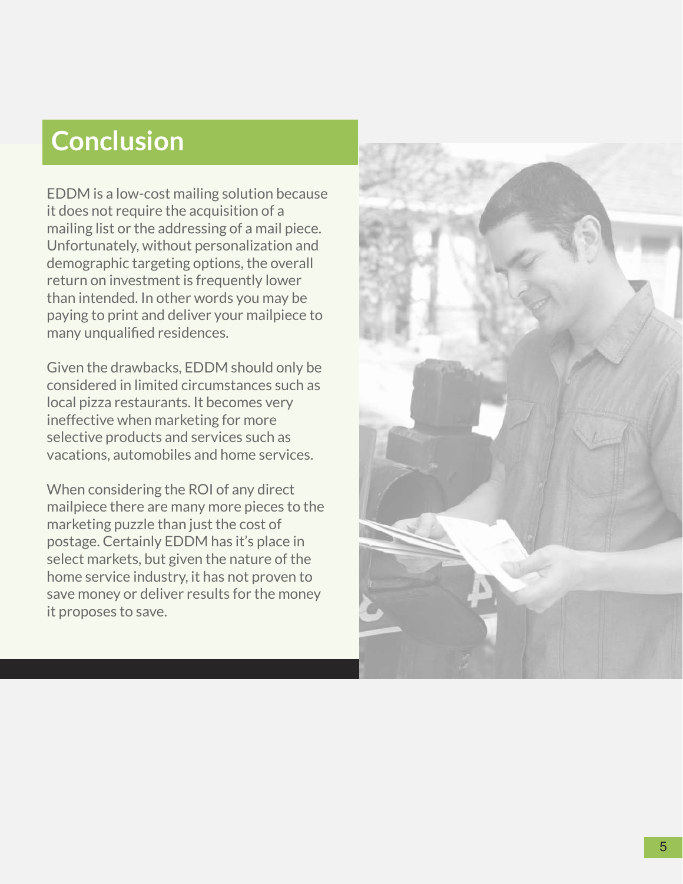# Conclusion

EDDM is a low-cost mailing solution because it does not require the acquisition of a mailing list or the addressing of a mail piece. Unfortunately, without personalization and demographic targeting options, the overall return on investment is frequently lower than intended. In other words you may be paying to print and deliver your mailpiece to many unqualified residences.

Given the drawbacks, EDDM should only be considered in limited circumstances such as local pizza restaurants. It becomes very ineffective when marketing for more selective products and services such as vacations, automobiles and home services.

When considering the ROI of any direct mailpiece there are many more pieces to the marketing puzzle than just the cost of postage. Certainly EDDM has it's place in select markets, but given the nature of the home service industry, it has not proven to save money or deliver results for the money it proposes to save.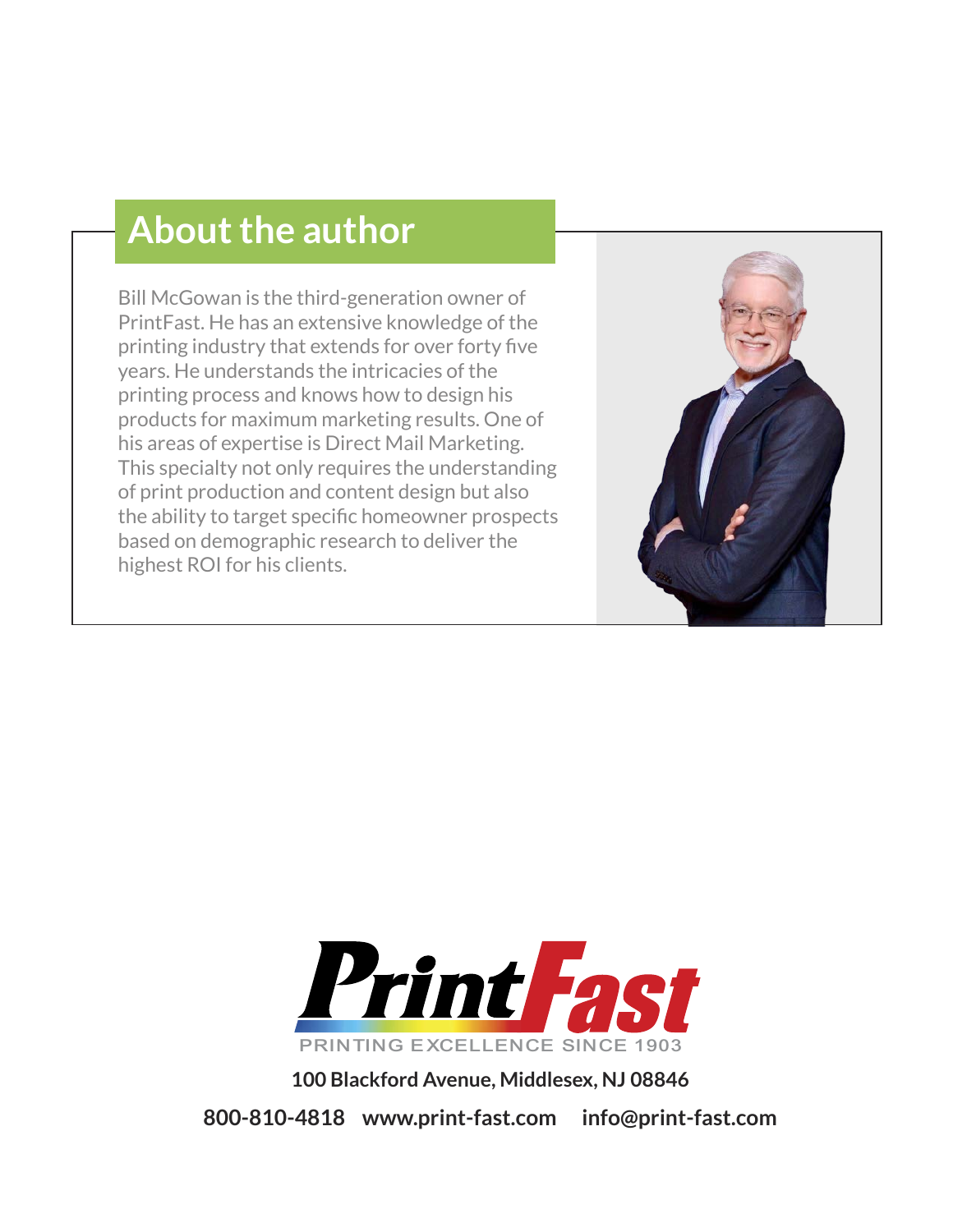## About the author

Bill McGowan is the third-generation owner of PrintFast. He has an extensive knowledge of the printing industry that extends for over forty five years. He understands the intricacies of the printing process and knows how to design his products for maximum marketing results. One of his areas of expertise is Direct Mail Marketing. This specialty not only requires the understanding of print production and content design but also the ability to target specific homeowner prospects based on demographic research to deliver the highest ROI for his clients.

**PrintFast**

PRINTING EXCELLENCE SINCE 1903

**100 Blackford Avenue, Middlesex, NJ 08846**

**800-810-4818 www.print-fast.com info@print-fast.com**